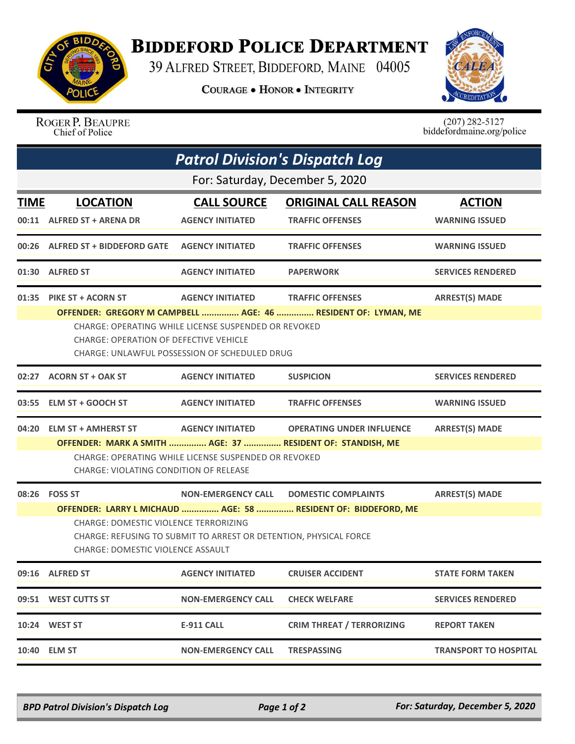# Biddeford Police Department

39 Alfred Street, Biddeford, Maine 04005

**Courage • Honor • Integrity**

Roger P. Beaupre
Chief of Police

(207) 282-5127
biddefordmaine.org/police

## *Patrol Division's Dispatch Log*

For: Saturday, December 5, 2020

| TIME | LOCATION | CALL SOURCE | ORIGINAL CALL REASON | ACTION |
|---|---|---|---|---|
| 00:11 | ALFRED ST + ARENA DR | AGENCY INITIATED | TRAFFIC OFFENSES | WARNING ISSUED |
| 00:26 | ALFRED ST + BIDDEFORD GATE | AGENCY INITIATED | TRAFFIC OFFENSES | WARNING ISSUED |
| 01:30 | ALFRED ST | AGENCY INITIATED | PAPERWORK | SERVICES RENDERED |
| 01:35 | PIKE ST + ACORN ST | AGENCY INITIATED | TRAFFIC OFFENSES | ARREST(S) MADE |

**OFFENDER: GREGORY M CAMPBELL ............... AGE: 46 ............... RESIDENT OF: LYMAN, ME**

CHARGE: OPERATING WHILE LICENSE SUSPENDED OR REVOKED
CHARGE: OPERATION OF DEFECTIVE VEHICLE
CHARGE: UNLAWFUL POSSESSION OF SCHEDULED DRUG

| TIME | LOCATION | CALL SOURCE | ORIGINAL CALL REASON | ACTION |
|---|---|---|---|---|
| 02:27 | ACORN ST + OAK ST | AGENCY INITIATED | SUSPICION | SERVICES RENDERED |
| 03:55 | ELM ST + GOOCH ST | AGENCY INITIATED | TRAFFIC OFFENSES | WARNING ISSUED |
| 04:20 | ELM ST + AMHERST ST | AGENCY INITIATED | OPERATING UNDER INFLUENCE | ARREST(S) MADE |

**OFFENDER: MARK A SMITH ............... AGE: 37 ............... RESIDENT OF: STANDISH, ME**

CHARGE: OPERATING WHILE LICENSE SUSPENDED OR REVOKED
CHARGE: VIOLATING CONDITION OF RELEASE

| TIME | LOCATION | CALL SOURCE | ORIGINAL CALL REASON | ACTION |
|---|---|---|---|---|
| 08:26 | FOSS ST | NON-EMERGENCY CALL | DOMESTIC COMPLAINTS | ARREST(S) MADE |

**OFFENDER: LARRY L MICHAUD ............... AGE: 58 ............... RESIDENT OF: BIDDEFORD, ME**

CHARGE: DOMESTIC VIOLENCE TERRORIZING
CHARGE: REFUSING TO SUBMIT TO ARREST OR DETENTION, PHYSICAL FORCE
CHARGE: DOMESTIC VIOLENCE ASSAULT

| TIME | LOCATION | CALL SOURCE | ORIGINAL CALL REASON | ACTION |
|---|---|---|---|---|
| 09:16 | ALFRED ST | AGENCY INITIATED | CRUISER ACCIDENT | STATE FORM TAKEN |
| 09:51 | WEST CUTTS ST | NON-EMERGENCY CALL | CHECK WELFARE | SERVICES RENDERED |
| 10:24 | WEST ST | E-911 CALL | CRIM THREAT / TERRORIZING | REPORT TAKEN |
| 10:40 | ELM ST | NON-EMERGENCY CALL | TRESPASSING | TRANSPORT TO HOSPITAL |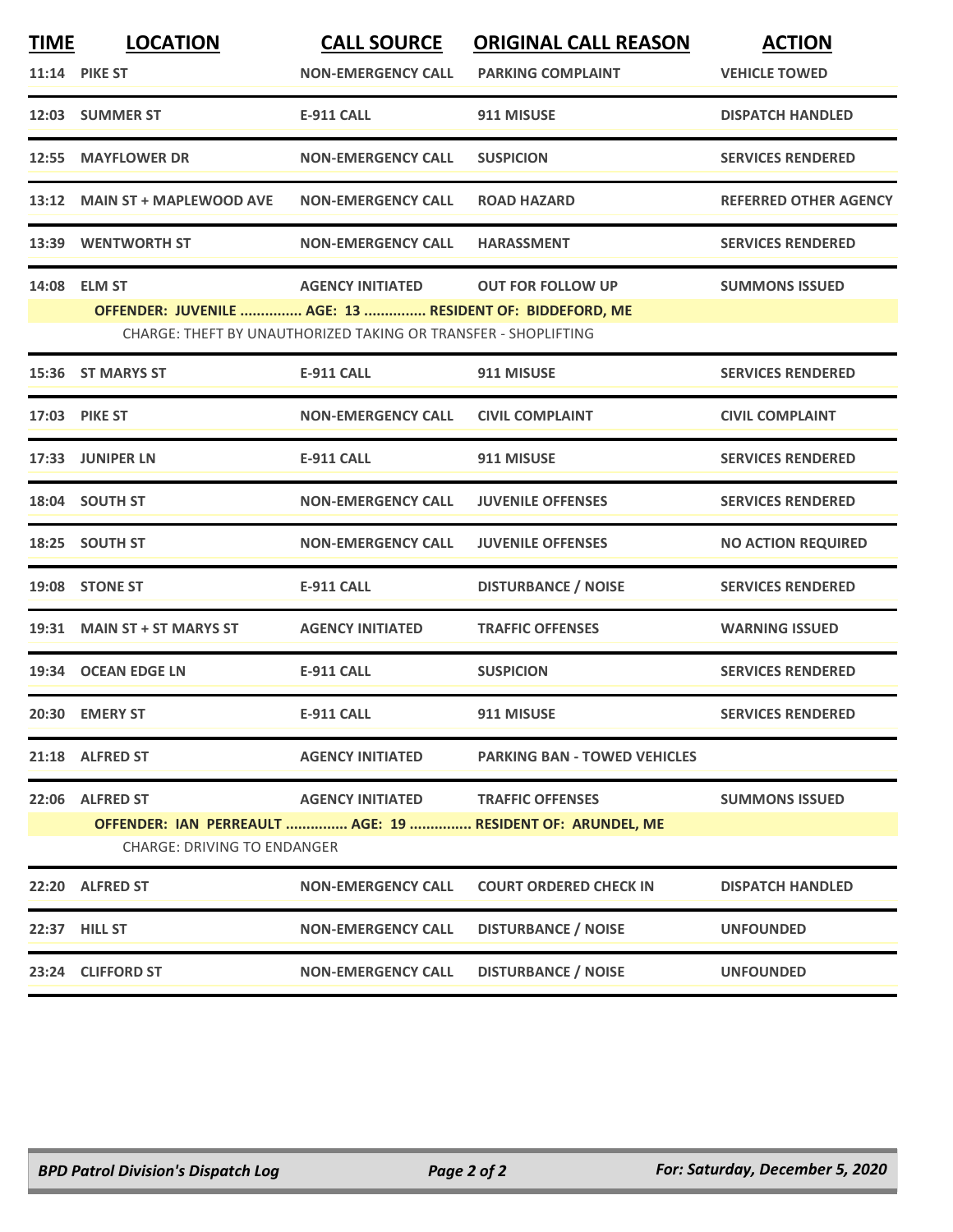| TIME | LOCATION | CALL SOURCE | ORIGINAL CALL REASON | ACTION |
|---|---|---|---|---|
| 11:14 | PIKE ST | NON-EMERGENCY CALL | PARKING COMPLAINT | VEHICLE TOWED |
| 12:03 | SUMMER ST | E-911 CALL | 911 MISUSE | DISPATCH HANDLED |
| 12:55 | MAYFLOWER DR | NON-EMERGENCY CALL | SUSPICION | SERVICES RENDERED |
| 13:12 | MAIN ST + MAPLEWOOD AVE | NON-EMERGENCY CALL | ROAD HAZARD | REFERRED OTHER AGENCY |
| 13:39 | WENTWORTH ST | NON-EMERGENCY CALL | HARASSMENT | SERVICES RENDERED |
| 14:08 | ELM ST | AGENCY INITIATED | OUT FOR FOLLOW UP | SUMMONS ISSUED |
| | OFFENDER: JUVENILE ............... AGE: 13 ............... RESIDENT OF: BIDDEFORD, ME | | | |
| | CHARGE: THEFT BY UNAUTHORIZED TAKING OR TRANSFER - SHOPLIFTING | | | |
| 15:36 | ST MARYS ST | E-911 CALL | 911 MISUSE | SERVICES RENDERED |
| 17:03 | PIKE ST | NON-EMERGENCY CALL | CIVIL COMPLAINT | CIVIL COMPLAINT |
| 17:33 | JUNIPER LN | E-911 CALL | 911 MISUSE | SERVICES RENDERED |
| 18:04 | SOUTH ST | NON-EMERGENCY CALL | JUVENILE OFFENSES | SERVICES RENDERED |
| 18:25 | SOUTH ST | NON-EMERGENCY CALL | JUVENILE OFFENSES | NO ACTION REQUIRED |
| 19:08 | STONE ST | E-911 CALL | DISTURBANCE / NOISE | SERVICES RENDERED |
| 19:31 | MAIN ST + ST MARYS ST | AGENCY INITIATED | TRAFFIC OFFENSES | WARNING ISSUED |
| 19:34 | OCEAN EDGE LN | E-911 CALL | SUSPICION | SERVICES RENDERED |
| 20:30 | EMERY ST | E-911 CALL | 911 MISUSE | SERVICES RENDERED |
| 21:18 | ALFRED ST | AGENCY INITIATED | PARKING BAN - TOWED VEHICLES | |
| 22:06 | ALFRED ST | AGENCY INITIATED | TRAFFIC OFFENSES | SUMMONS ISSUED |
| | OFFENDER: IAN PERREAULT ............... AGE: 19 ............... RESIDENT OF: ARUNDEL, ME | | | |
| | CHARGE: DRIVING TO ENDANGER | | | |
| 22:20 | ALFRED ST | NON-EMERGENCY CALL | COURT ORDERED CHECK IN | DISPATCH HANDLED |
| 22:37 | HILL ST | NON-EMERGENCY CALL | DISTURBANCE / NOISE | UNFOUNDED |
| 23:24 | CLIFFORD ST | NON-EMERGENCY CALL | DISTURBANCE / NOISE | UNFOUNDED |